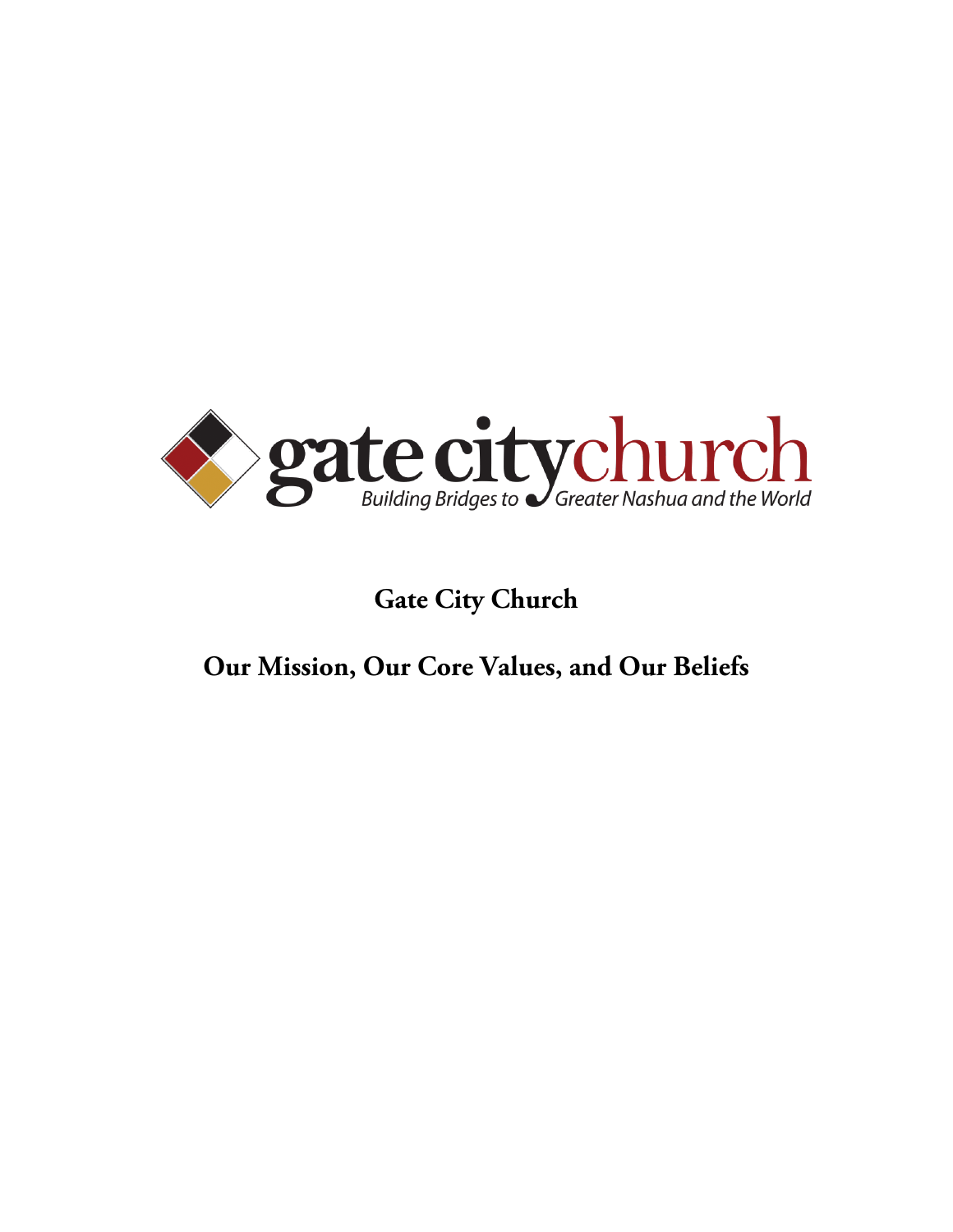gate city church

*Building Bridges to Greater Nashua and the World*

# Gate City Church

## Our Mission, Our Core Values, and Our Beliefs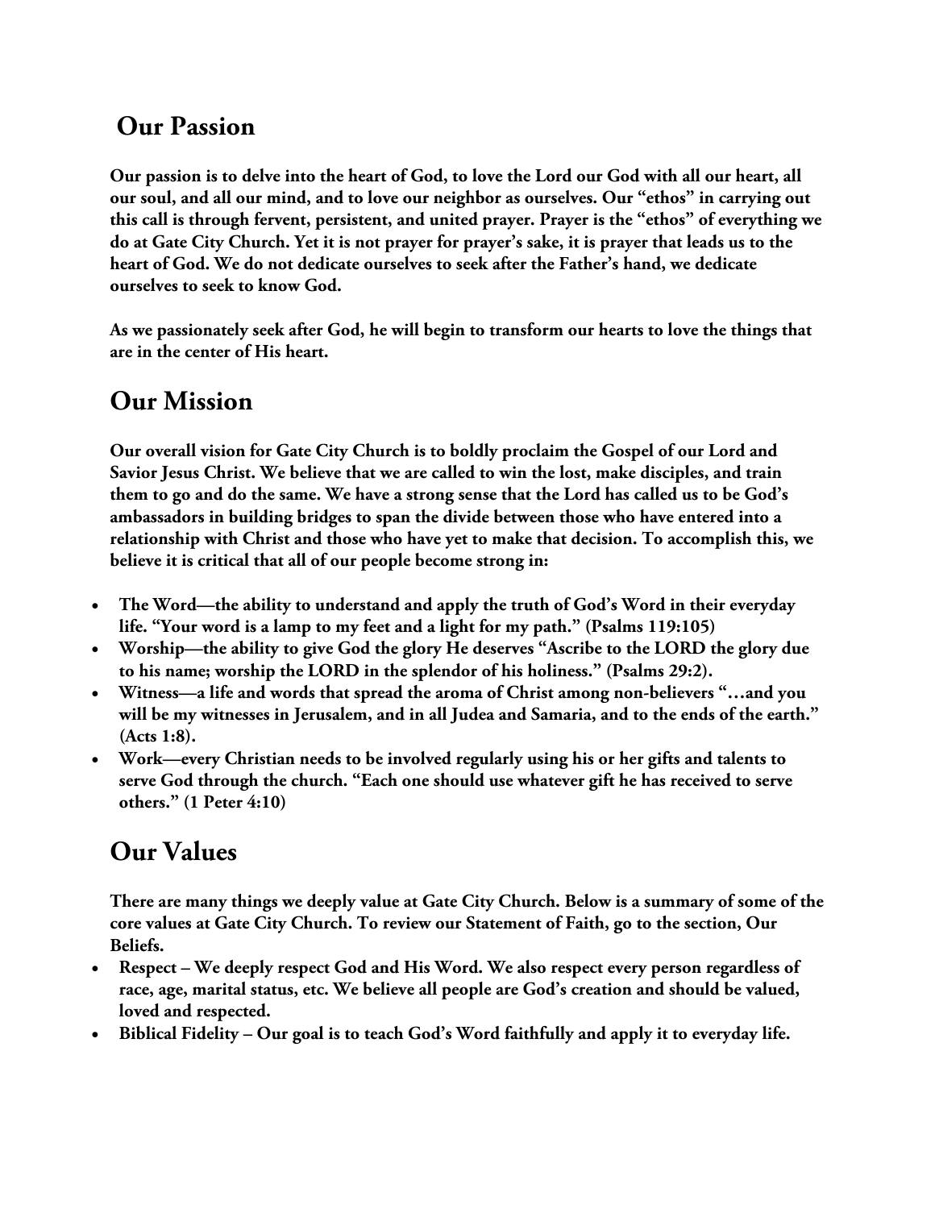## Our Passion

**Our passion is to delve into the heart of God, to love the Lord our God with all our heart, all our soul, and all our mind, and to love our neighbor as ourselves. Our "ethos" in carrying out this call is through fervent, persistent, and united prayer. Prayer is the "ethos" of everything we do at Gate City Church. Yet it is not prayer for prayer's sake, it is prayer that leads us to the heart of God. We do not dedicate ourselves to seek after the Father's hand, we dedicate ourselves to seek to know God.**

**As we passionately seek after God, he will begin to transform our hearts to love the things that are in the center of His heart.**

## Our Mission

**Our overall vision for Gate City Church is to boldly proclaim the Gospel of our Lord and Savior Jesus Christ. We believe that we are called to win the lost, make disciples, and train them to go and do the same. We have a strong sense that the Lord has called us to be God's ambassadors in building bridges to span the divide between those who have entered into a relationship with Christ and those who have yet to make that decision. To accomplish this, we believe it is critical that all of our people become strong in:**

- **The Word—the ability to understand and apply the truth of God's Word in their everyday life. "Your word is a lamp to my feet and a light for my path." (Psalms 119:105)**
- **Worship—the ability to give God the glory He deserves "Ascribe to the LORD the glory due to his name; worship the LORD in the splendor of his holiness." (Psalms 29:2).**
- **Witness—a life and words that spread the aroma of Christ among non-believers "…and you will be my witnesses in Jerusalem, and in all Judea and Samaria, and to the ends of the earth." (Acts 1:8).**
- **Work—every Christian needs to be involved regularly using his or her gifts and talents to serve God through the church. "Each one should use whatever gift he has received to serve others." (1 Peter 4:10)**

## Our Values

**There are many things we deeply value at Gate City Church. Below is a summary of some of the core values at Gate City Church. To review our Statement of Faith, go to the section, Our Beliefs.**

- **Respect – We deeply respect God and His Word. We also respect every person regardless of race, age, marital status, etc. We believe all people are God's creation and should be valued, loved and respected.**
- **Biblical Fidelity – Our goal is to teach God's Word faithfully and apply it to everyday life.**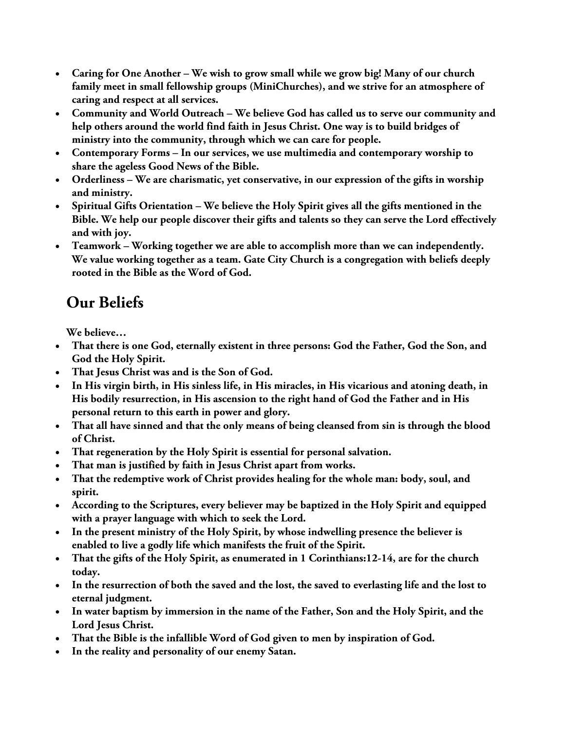- **Caring for One Another – We wish to grow small while we grow big! Many of our church family meet in small fellowship groups (MiniChurches), and we strive for an atmosphere of caring and respect at all services.**
- **Community and World Outreach – We believe God has called us to serve our community and help others around the world find faith in Jesus Christ. One way is to build bridges of ministry into the community, through which we can care for people.**
- **Contemporary Forms – In our services, we use multimedia and contemporary worship to share the ageless Good News of the Bible.**
- **Orderliness – We are charismatic, yet conservative, in our expression of the gifts in worship and ministry.**
- **Spiritual Gifts Orientation – We believe the Holy Spirit gives all the gifts mentioned in the Bible. We help our people discover their gifts and talents so they can serve the Lord effectively and with joy.**
- **Teamwork – Working together we are able to accomplish more than we can independently. We value working together as a team. Gate City Church is a congregation with beliefs deeply rooted in the Bible as the Word of God.**

## Our Beliefs

**We believe…**

- **That there is one God, eternally existent in three persons: God the Father, God the Son, and God the Holy Spirit.**
- **That Jesus Christ was and is the Son of God.**
- **In His virgin birth, in His sinless life, in His miracles, in His vicarious and atoning death, in His bodily resurrection, in His ascension to the right hand of God the Father and in His personal return to this earth in power and glory.**
- **That all have sinned and that the only means of being cleansed from sin is through the blood of Christ.**
- **That regeneration by the Holy Spirit is essential for personal salvation.**
- **That man is justified by faith in Jesus Christ apart from works.**
- **That the redemptive work of Christ provides healing for the whole man: body, soul, and spirit.**
- **According to the Scriptures, every believer may be baptized in the Holy Spirit and equipped with a prayer language with which to seek the Lord.**
- **In the present ministry of the Holy Spirit, by whose indwelling presence the believer is enabled to live a godly life which manifests the fruit of the Spirit.**
- **That the gifts of the Holy Spirit, as enumerated in 1 Corinthians:12-14, are for the church today.**
- **In the resurrection of both the saved and the lost, the saved to everlasting life and the lost to eternal judgment.**
- **In water baptism by immersion in the name of the Father, Son and the Holy Spirit, and the Lord Jesus Christ.**
- **That the Bible is the infallible Word of God given to men by inspiration of God.**
- **In the reality and personality of our enemy Satan.**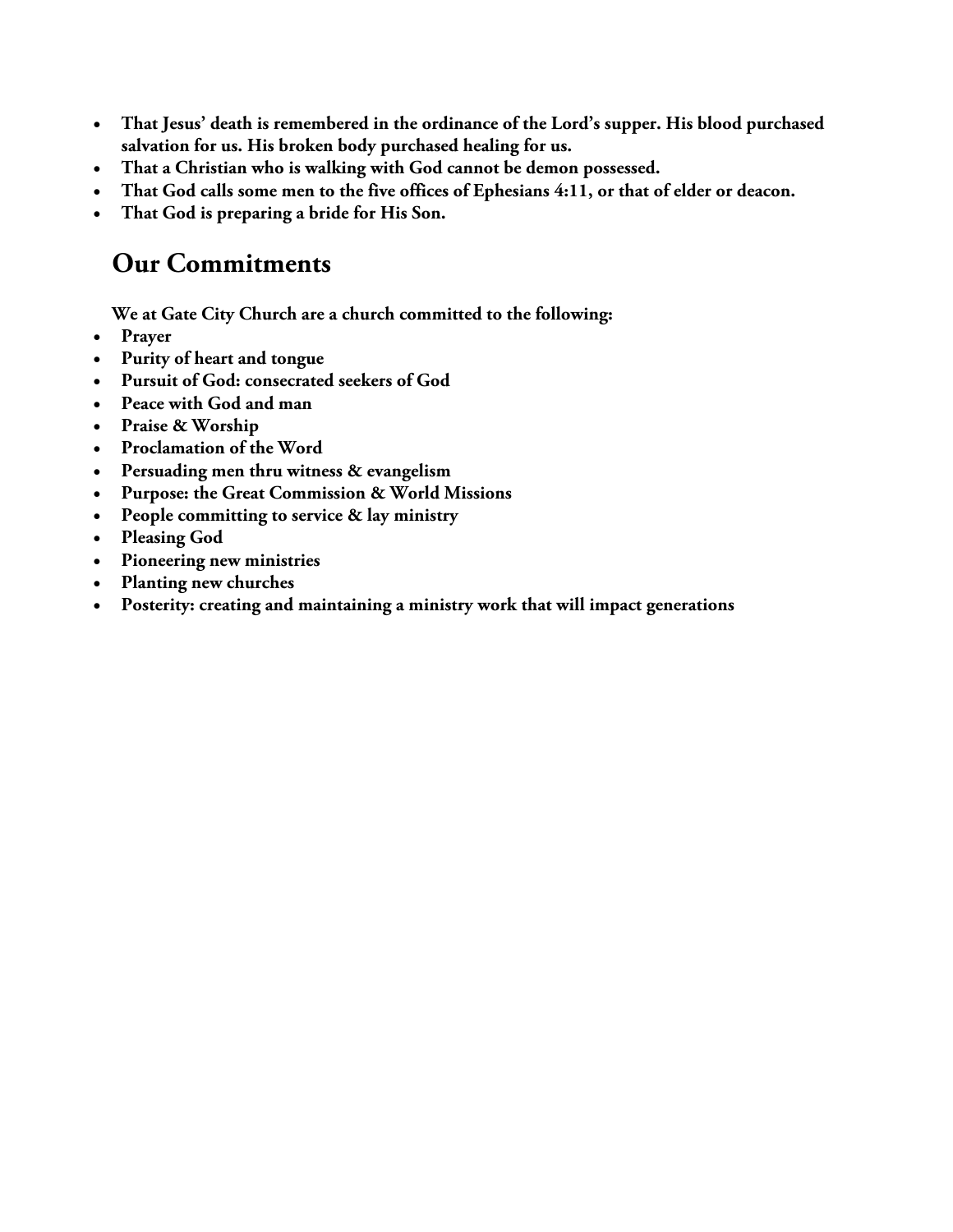- **That Jesus' death is remembered in the ordinance of the Lord's supper. His blood purchased salvation for us. His broken body purchased healing for us.**
- **That a Christian who is walking with God cannot be demon possessed.**
- **That God calls some men to the five offices of Ephesians 4:11, or that of elder or deacon.**
- **That God is preparing a bride for His Son.**

## Our Commitments

**We at Gate City Church are a church committed to the following:**

- **Prayer**
- **Purity of heart and tongue**
- **Pursuit of God: consecrated seekers of God**
- **Peace with God and man**
- **Praise & Worship**
- **Proclamation of the Word**
- **Persuading men thru witness & evangelism**
- **Purpose: the Great Commission & World Missions**
- **People committing to service & lay ministry**
- **Pleasing God**
- **Pioneering new ministries**
- **Planting new churches**
- **Posterity: creating and maintaining a ministry work that will impact generations**